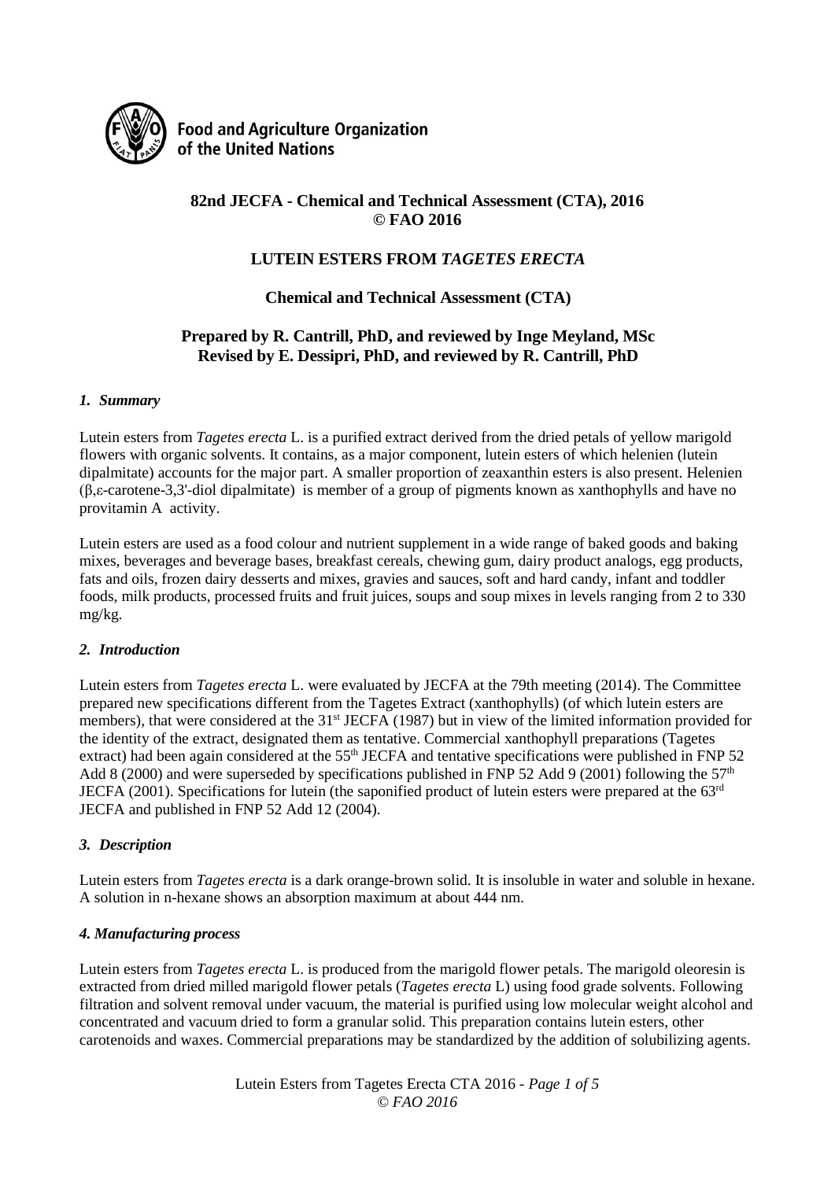Food and Agriculture Organization of the United Nations

**82nd JECFA - Chemical and Technical Assessment (CTA), 2016**
**© FAO 2016**

# LUTEIN ESTERS FROM *TAGETES ERECTA*

## Chemical and Technical Assessment (CTA)

**Prepared by R. Cantrill, PhD, and reviewed by Inge Meyland, MSc**
**Revised by E. Dessipri, PhD, and reviewed by R. Cantrill, PhD**

### *1. Summary*

Lutein esters from *Tagetes erecta* L. is a purified extract derived from the dried petals of yellow marigold flowers with organic solvents. It contains, as a major component, lutein esters of which helenien (lutein dipalmitate) accounts for the major part. A smaller proportion of zeaxanthin esters is also present. Helenien (β,ε-carotene-3,3'-diol dipalmitate) is member of a group of pigments known as xanthophylls and have no provitamin A activity.

Lutein esters are used as a food colour and nutrient supplement in a wide range of baked goods and baking mixes, beverages and beverage bases, breakfast cereals, chewing gum, dairy product analogs, egg products, fats and oils, frozen dairy desserts and mixes, gravies and sauces, soft and hard candy, infant and toddler foods, milk products, processed fruits and fruit juices, soups and soup mixes in levels ranging from 2 to 330 mg/kg.

### *2. Introduction*

Lutein esters from *Tagetes erecta* L. were evaluated by JECFA at the 79th meeting (2014). The Committee prepared new specifications different from the Tagetes Extract (xanthophylls) (of which lutein esters are members), that were considered at the 31st JECFA (1987) but in view of the limited information provided for the identity of the extract, designated them as tentative. Commercial xanthophyll preparations (Tagetes extract) had been again considered at the 55th JECFA and tentative specifications were published in FNP 52 Add 8 (2000) and were superseded by specifications published in FNP 52 Add 9 (2001) following the 57th JECFA (2001). Specifications for lutein (the saponified product of lutein esters were prepared at the 63rd JECFA and published in FNP 52 Add 12 (2004).

### *3. Description*

Lutein esters from *Tagetes erecta* is a dark orange-brown solid. It is insoluble in water and soluble in hexane. A solution in n-hexane shows an absorption maximum at about 444 nm.

### *4. Manufacturing process*

Lutein esters from *Tagetes erecta* L. is produced from the marigold flower petals. The marigold oleoresin is extracted from dried milled marigold flower petals (*Tagetes erecta* L) using food grade solvents. Following filtration and solvent removal under vacuum, the material is purified using low molecular weight alcohol and concentrated and vacuum dried to form a granular solid. This preparation contains lutein esters, other carotenoids and waxes. Commercial preparations may be standardized by the addition of solubilizing agents.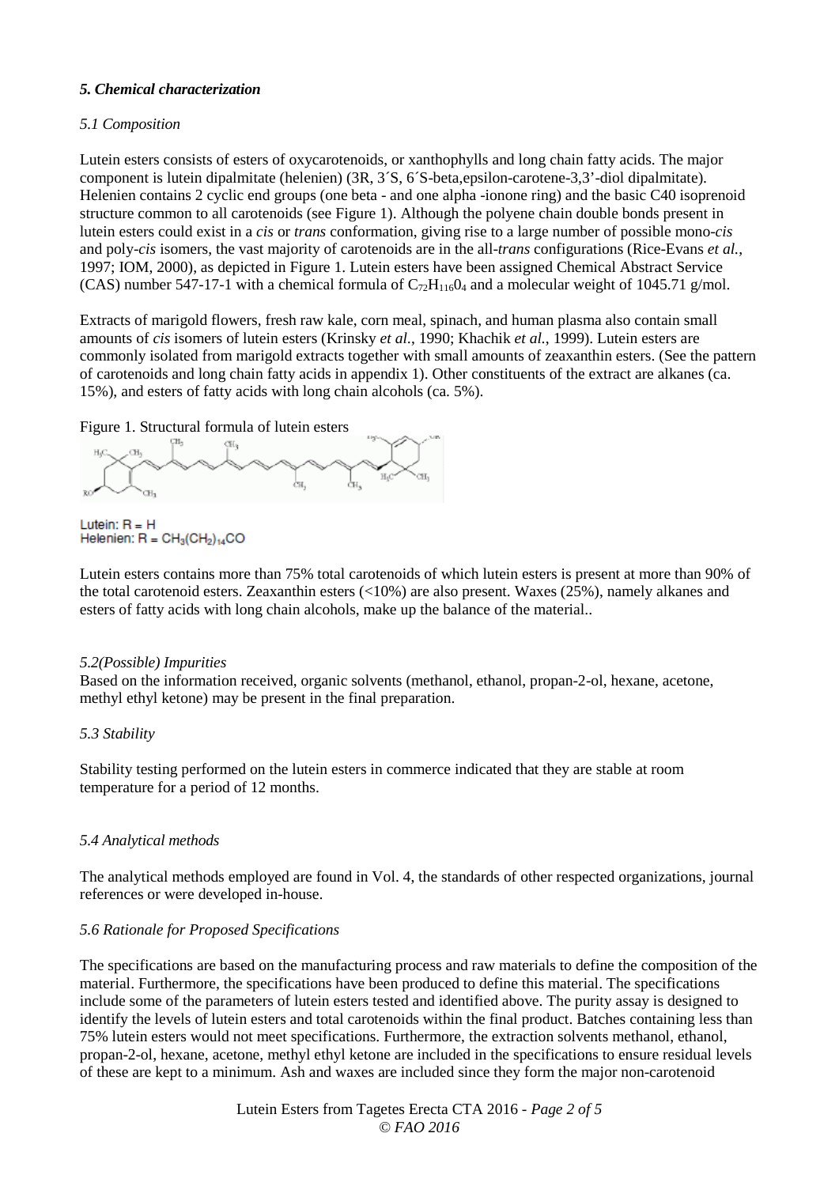### *5. Chemical characterization*

*5.1 Composition*

Lutein esters consists of esters of oxycarotenoids, or xanthophylls and long chain fatty acids. The major component is lutein dipalmitate (helenien) (3R, 3´S, 6´S-beta,epsilon-carotene-3,3'-diol dipalmitate). Helenien contains 2 cyclic end groups (one beta - and one alpha -ionone ring) and the basic C40 isoprenoid structure common to all carotenoids (see Figure 1). Although the polyene chain double bonds present in lutein esters could exist in a *cis* or *trans* conformation, giving rise to a large number of possible mono-*cis* and poly-*cis* isomers, the vast majority of carotenoids are in the all-*trans* configurations (Rice-Evans *et al.*, 1997; IOM, 2000), as depicted in Figure 1. Lutein esters have been assigned Chemical Abstract Service (CAS) number 547-17-1 with a chemical formula of $C_{72}H_{116}O_4$ and a molecular weight of 1045.71 g/mol.

Extracts of marigold flowers, fresh raw kale, corn meal, spinach, and human plasma also contain small amounts of *cis* isomers of lutein esters (Krinsky *et al.*, 1990; Khachik *et al.*, 1999). Lutein esters are commonly isolated from marigold extracts together with small amounts of zeaxanthin esters. (See the pattern of carotenoids and long chain fatty acids in appendix 1). Other constituents of the extract are alkanes (ca. 15%), and esters of fatty acids with long chain alcohols (ca. 5%).

Figure 1. Structural formula of lutein esters

Lutein: R = H
Helenien: R = $CH_3(CH_2)_{14}CO$

Lutein esters contains more than 75% total carotenoids of which lutein esters is present at more than 90% of the total carotenoid esters. Zeaxanthin esters (<10%) are also present. Waxes (25%), namely alkanes and esters of fatty acids with long chain alcohols, make up the balance of the material..

*5.2(Possible) Impurities*

Based on the information received, organic solvents (methanol, ethanol, propan-2-ol, hexane, acetone, methyl ethyl ketone) may be present in the final preparation.

*5.3 Stability*

Stability testing performed on the lutein esters in commerce indicated that they are stable at room temperature for a period of 12 months.

*5.4 Analytical methods*

The analytical methods employed are found in Vol. 4, the standards of other respected organizations, journal references or were developed in-house.

*5.6 Rationale for Proposed Specifications*

The specifications are based on the manufacturing process and raw materials to define the composition of the material. Furthermore, the specifications have been produced to define this material. The specifications include some of the parameters of lutein esters tested and identified above. The purity assay is designed to identify the levels of lutein esters and total carotenoids within the final product. Batches containing less than 75% lutein esters would not meet specifications. Furthermore, the extraction solvents methanol, ethanol, propan-2-ol, hexane, acetone, methyl ethyl ketone are included in the specifications to ensure residual levels of these are kept to a minimum. Ash and waxes are included since they form the major non-carotenoid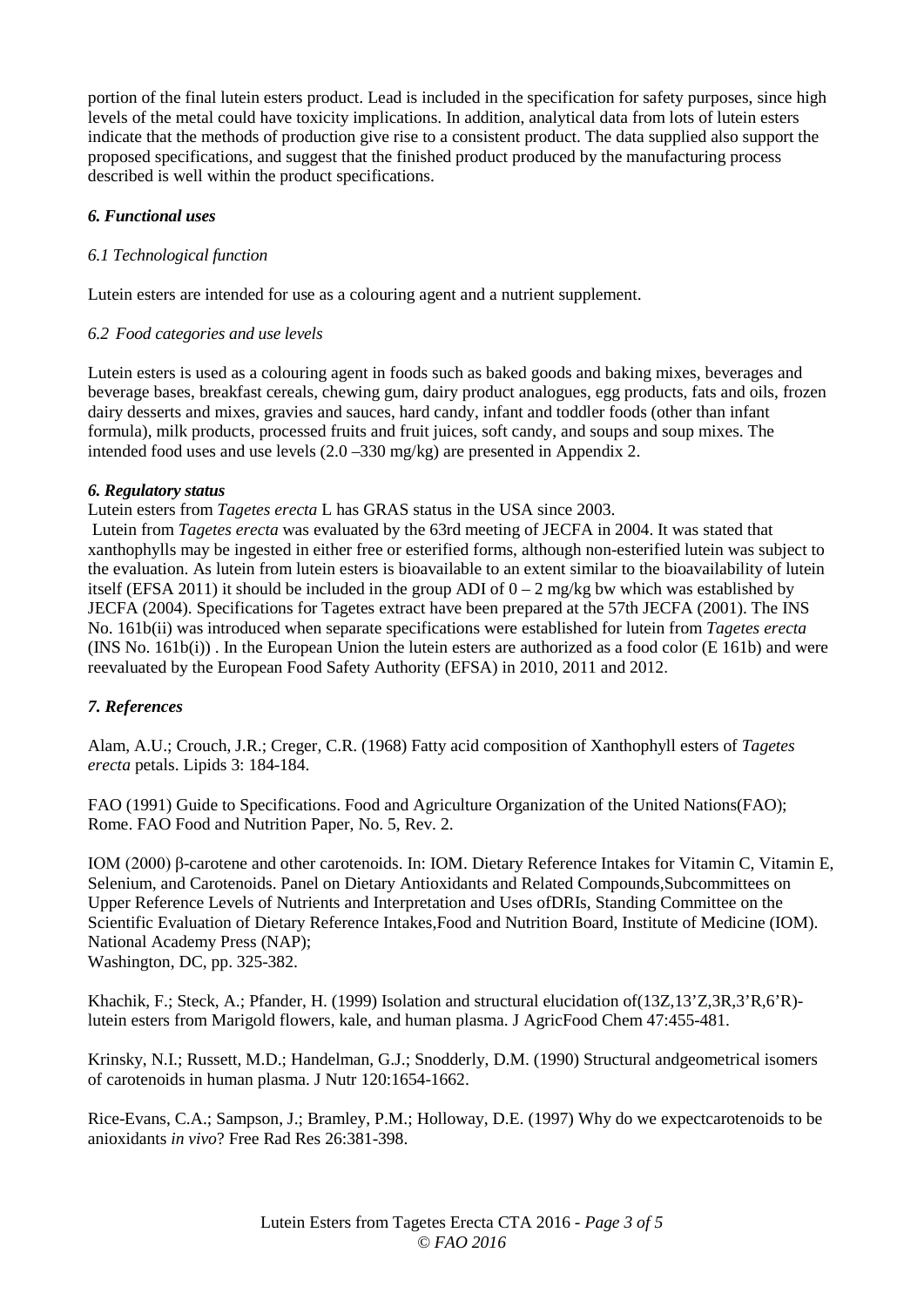portion of the final lutein esters product. Lead is included in the specification for safety purposes, since high levels of the metal could have toxicity implications. In addition, analytical data from lots of lutein esters indicate that the methods of production give rise to a consistent product. The data supplied also support the proposed specifications, and suggest that the finished product produced by the manufacturing process described is well within the product specifications.

### *6. Functional uses*

#### *6.1 Technological function*

Lutein esters are intended for use as a colouring agent and a nutrient supplement.

#### *6.2 Food categories and use levels*

Lutein esters is used as a colouring agent in foods such as baked goods and baking mixes, beverages and beverage bases, breakfast cereals, chewing gum, dairy product analogues, egg products, fats and oils, frozen dairy desserts and mixes, gravies and sauces, hard candy, infant and toddler foods (other than infant formula), milk products, processed fruits and fruit juices, soft candy, and soups and soup mixes. The intended food uses and use levels (2.0 –330 mg/kg) are presented in Appendix 2.

### *6. Regulatory status*

Lutein esters from *Tagetes erecta* L has GRAS status in the USA since 2003.

Lutein from *Tagetes erecta* was evaluated by the 63rd meeting of JECFA in 2004. It was stated that xanthophylls may be ingested in either free or esterified forms, although non-esterified lutein was subject to the evaluation. As lutein from lutein esters is bioavailable to an extent similar to the bioavailability of lutein itself (EFSA 2011) it should be included in the group ADI of 0 – 2 mg/kg bw which was established by JECFA (2004). Specifications for Tagetes extract have been prepared at the 57th JECFA (2001). The INS No. 161b(ii) was introduced when separate specifications were established for lutein from *Tagetes erecta* (INS No. 161b(i)) . In the European Union the lutein esters are authorized as a food color (E 161b) and were reevaluated by the European Food Safety Authority (EFSA) in 2010, 2011 and 2012.

### *7. References*

Alam, A.U.; Crouch, J.R.; Creger, C.R. (1968) Fatty acid composition of Xanthophyll esters of *Tagetes erecta* petals. Lipids 3: 184-184.

FAO (1991) Guide to Specifications. Food and Agriculture Organization of the United Nations(FAO); Rome. FAO Food and Nutrition Paper, No. 5, Rev. 2.

IOM (2000) β-carotene and other carotenoids. In: IOM. Dietary Reference Intakes for Vitamin C, Vitamin E, Selenium, and Carotenoids. Panel on Dietary Antioxidants and Related Compounds,Subcommittees on Upper Reference Levels of Nutrients and Interpretation and Uses ofDRIs, Standing Committee on the Scientific Evaluation of Dietary Reference Intakes,Food and Nutrition Board, Institute of Medicine (IOM). National Academy Press (NAP);
Washington, DC, pp. 325-382.

Khachik, F.; Steck, A.; Pfander, H. (1999) Isolation and structural elucidation of(13Z,13’Z,3R,3’R,6’R)-lutein esters from Marigold flowers, kale, and human plasma. J AgricFood Chem 47:455-481.

Krinsky, N.I.; Russett, M.D.; Handelman, G.J.; Snodderly, D.M. (1990) Structural andgeometrical isomers of carotenoids in human plasma. J Nutr 120:1654-1662.

Rice-Evans, C.A.; Sampson, J.; Bramley, P.M.; Holloway, D.E. (1997) Why do we expectcarotenoids to be anioxidants *in vivo*? Free Rad Res 26:381-398.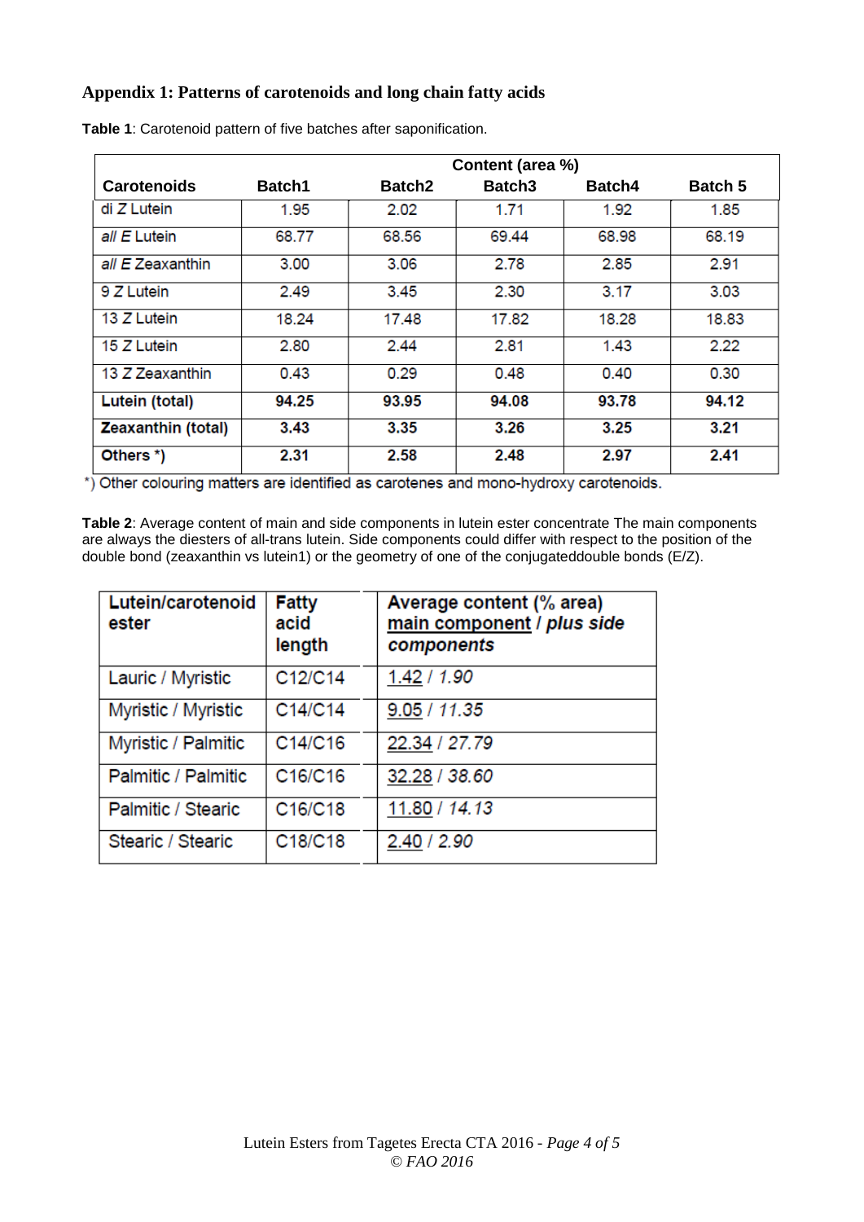## Appendix 1: Patterns of carotenoids and long chain fatty acids

**Table 1**: Carotenoid pattern of five batches after saponification.

| | Content (area %) | | | | |
|---|---|---|---|---|---|
| **Carotenoids** | **Batch1** | **Batch2** | **Batch3** | **Batch4** | **Batch 5** |
| di *Z* Lutein | 1.95 | 2.02 | 1.71 | 1.92 | 1.85 |
| *all E* Lutein | 68.77 | 68.56 | 69.44 | 68.98 | 68.19 |
| *all E* Zeaxanthin | 3.00 | 3.06 | 2.78 | 2.85 | 2.91 |
| 9 *Z* Lutein | 2.49 | 3.45 | 2.30 | 3.17 | 3.03 |
| 13 *Z* Lutein | 18.24 | 17.48 | 17.82 | 18.28 | 18.83 |
| 15 *Z* Lutein | 2.80 | 2.44 | 2.81 | 1.43 | 2.22 |
| 13 *Z* Zeaxanthin | 0.43 | 0.29 | 0.48 | 0.40 | 0.30 |
| **Lutein (total)** | **94.25** | **93.95** | **94.08** | **93.78** | **94.12** |
| **Zeaxanthin (total)** | **3.43** | **3.35** | **3.26** | **3.25** | **3.21** |
| **Others \*)** | **2.31** | **2.58** | **2.48** | **2.97** | **2.41** |

*) Other colouring matters are identified as carotenes and mono-hydroxy carotenoids.

**Table 2**: Average content of main and side components in lutein ester concentrate The main components are always the diesters of all-trans lutein. Side components could differ with respect to the position of the double bond (zeaxanthin vs lutein1) or the geometry of one of the conjugateddouble bonds (E/Z).

| **Lutein/carotenoid ester** | **Fatty acid length** | **Average content (% area) main component / *plus side components*** |
|---|---|---|
| Lauric / Myristic | C12/C14 | 1.42 / *1.90* |
| Myristic / Myristic | C14/C14 | 9.05 / *11.35* |
| Myristic / Palmitic | C14/C16 | 22.34 / *27.79* |
| Palmitic / Palmitic | C16/C16 | 32.28 / *38.60* |
| Palmitic / Stearic | C16/C18 | 11.80 / *14.13* |
| Stearic / Stearic | C18/C18 | 2.40 / *2.90* |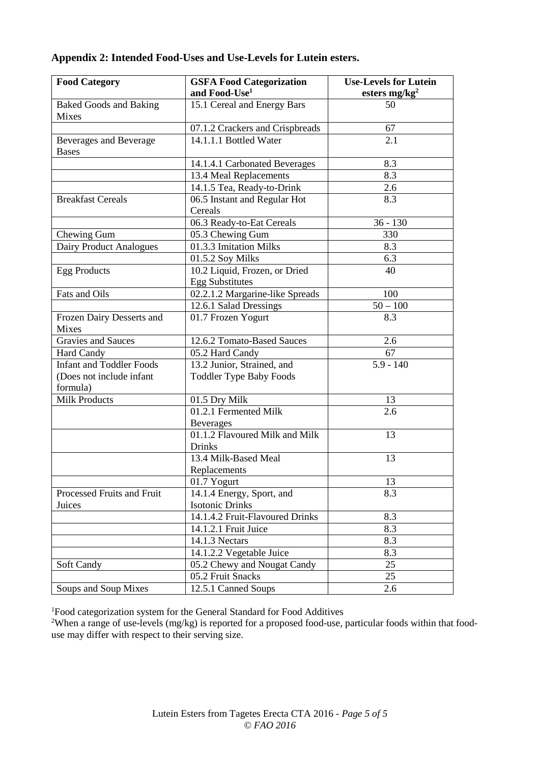**Appendix 2: Intended Food-Uses and Use-Levels for Lutein esters.**

| Food Category | GSFA Food Categorization and Food-Use[1] | Use-Levels for Lutein esters mg/kg[2] |
|---|---|---|
| Baked Goods and Baking Mixes | 15.1 Cereal and Energy Bars | 50 |
| | 07.1.2 Crackers and Crispbreads | 67 |
| Beverages and Beverage Bases | 14.1.1.1 Bottled Water | 2.1 |
| | 14.1.4.1 Carbonated Beverages | 8.3 |
| | 13.4 Meal Replacements | 8.3 |
| | 14.1.5 Tea, Ready-to-Drink | 2.6 |
| Breakfast Cereals | 06.5 Instant and Regular Hot Cereals | 8.3 |
| | 06.3 Ready-to-Eat Cereals | 36 - 130 |
| Chewing Gum | 05.3 Chewing Gum | 330 |
| Dairy Product Analogues | 01.3.3 Imitation Milks | 8.3 |
| | 01.5.2 Soy Milks | 6.3 |
| Egg Products | 10.2 Liquid, Frozen, or Dried Egg Substitutes | 40 |
| Fats and Oils | 02.2.1.2 Margarine-like Spreads | 100 |
| | 12.6.1 Salad Dressings | 50 – 100 |
| Frozen Dairy Desserts and Mixes | 01.7 Frozen Yogurt | 8.3 |
| Gravies and Sauces | 12.6.2 Tomato-Based Sauces | 2.6 |
| Hard Candy | 05.2 Hard Candy | 67 |
| Infant and Toddler Foods (Does not include infant formula) | 13.2 Junior, Strained, and Toddler Type Baby Foods | 5.9 - 140 |
| Milk Products | 01.5 Dry Milk | 13 |
| | 01.2.1 Fermented Milk Beverages | 2.6 |
| | 01.1.2 Flavoured Milk and Milk Drinks | 13 |
| | 13.4 Milk-Based Meal Replacements | 13 |
| | 01.7 Yogurt | 13 |
| Processed Fruits and Fruit Juices | 14.1.4 Energy, Sport, and Isotonic Drinks | 8.3 |
| | 14.1.4.2 Fruit-Flavoured Drinks | 8.3 |
| | 14.1.2.1 Fruit Juice | 8.3 |
| | 14.1.3 Nectars | 8.3 |
| | 14.1.2.2 Vegetable Juice | 8.3 |
| Soft Candy | 05.2 Chewy and Nougat Candy | 25 |
| | 05.2 Fruit Snacks | 25 |
| Soups and Soup Mixes | 12.5.1 Canned Soups | 2.6 |

[1]Food categorization system for the General Standard for Food Additives

[2]When a range of use-levels (mg/kg) is reported for a proposed food-use, particular foods within that food-use may differ with respect to their serving size.